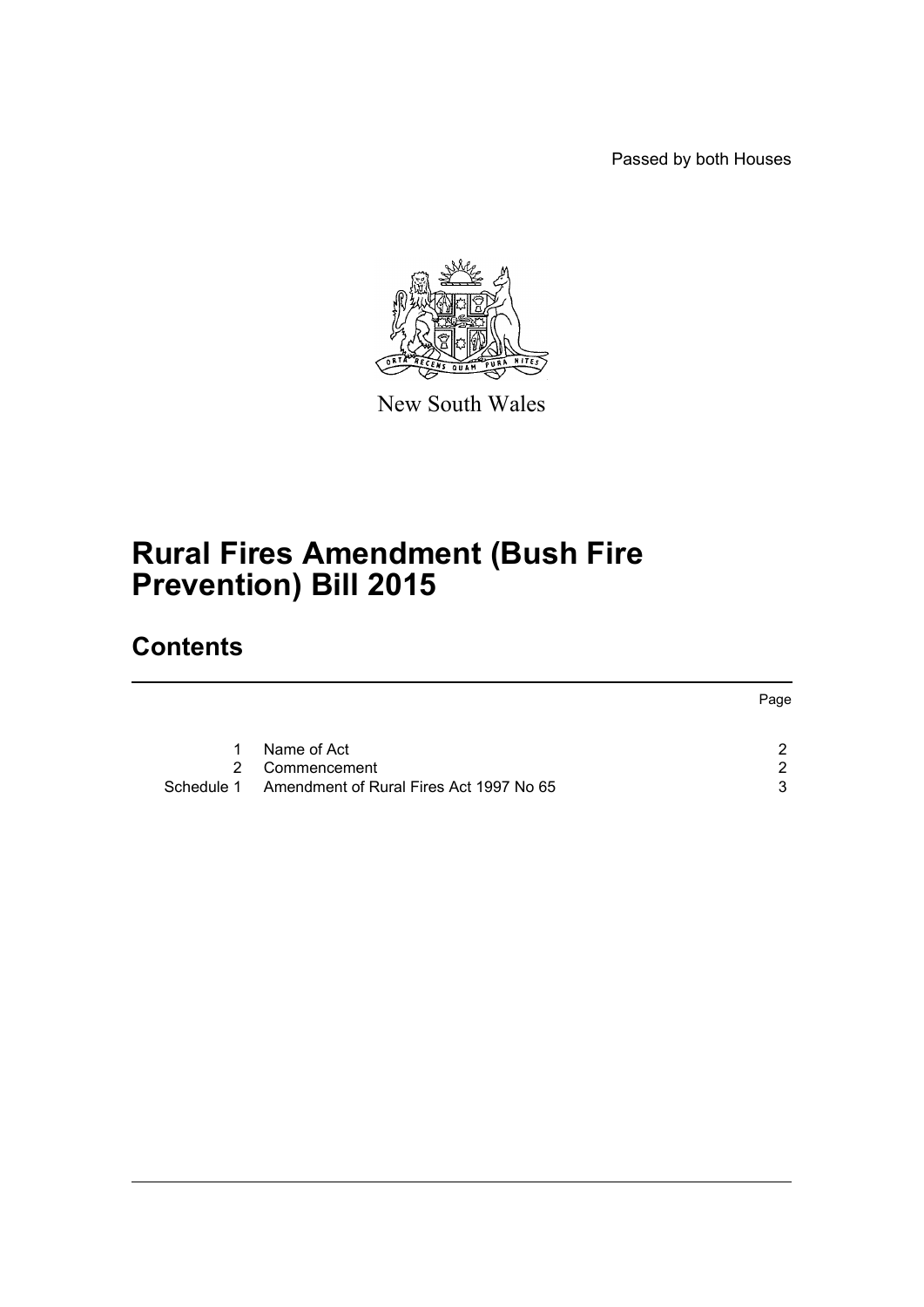Passed by both Houses

New South Wales

# Rural Fires Amendment (Bush Fire Prevention) Bill 2015

## Contents

| | | Page |
|---|---|---|
| 1 | Name of Act | 2 |
| 2 | Commencement | 2 |
| Schedule 1 | Amendment of Rural Fires Act 1997 No 65 | 3 |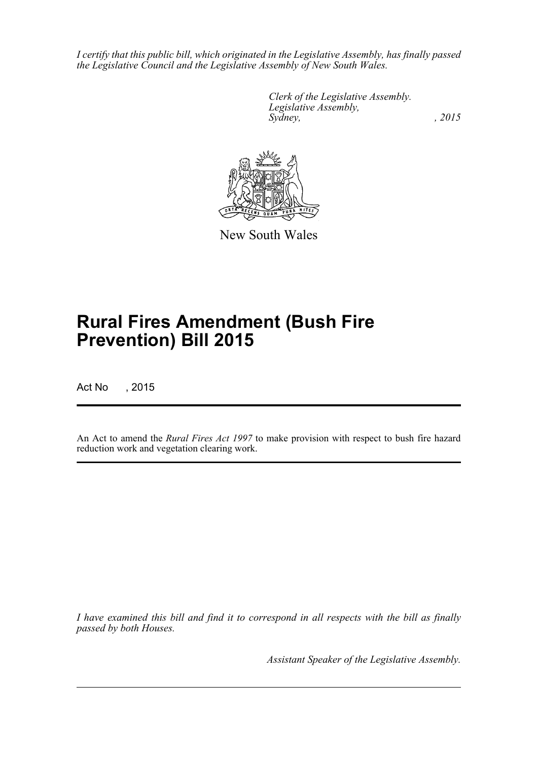*I certify that this public bill, which originated in the Legislative Assembly, has finally passed the Legislative Council and the Legislative Assembly of New South Wales.*

*Clerk of the Legislative Assembly.*
*Legislative Assembly,*
*Sydney, , 2015*

New South Wales

# Rural Fires Amendment (Bush Fire Prevention) Bill 2015

Act No , 2015

An Act to amend the *Rural Fires Act 1997* to make provision with respect to bush fire hazard reduction work and vegetation clearing work.

*I have examined this bill and find it to correspond in all respects with the bill as finally passed by both Houses.*

*Assistant Speaker of the Legislative Assembly.*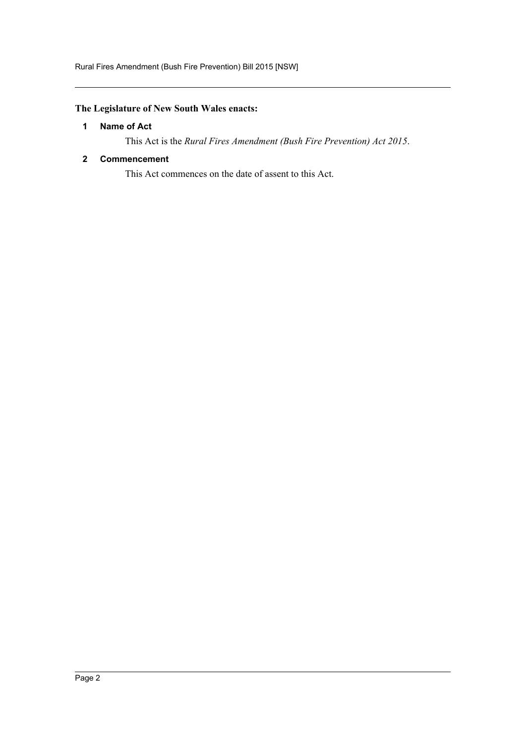**The Legislature of New South Wales enacts:**

### 1 Name of Act

This Act is the *Rural Fires Amendment (Bush Fire Prevention) Act 2015*.

### 2 Commencement

This Act commences on the date of assent to this Act.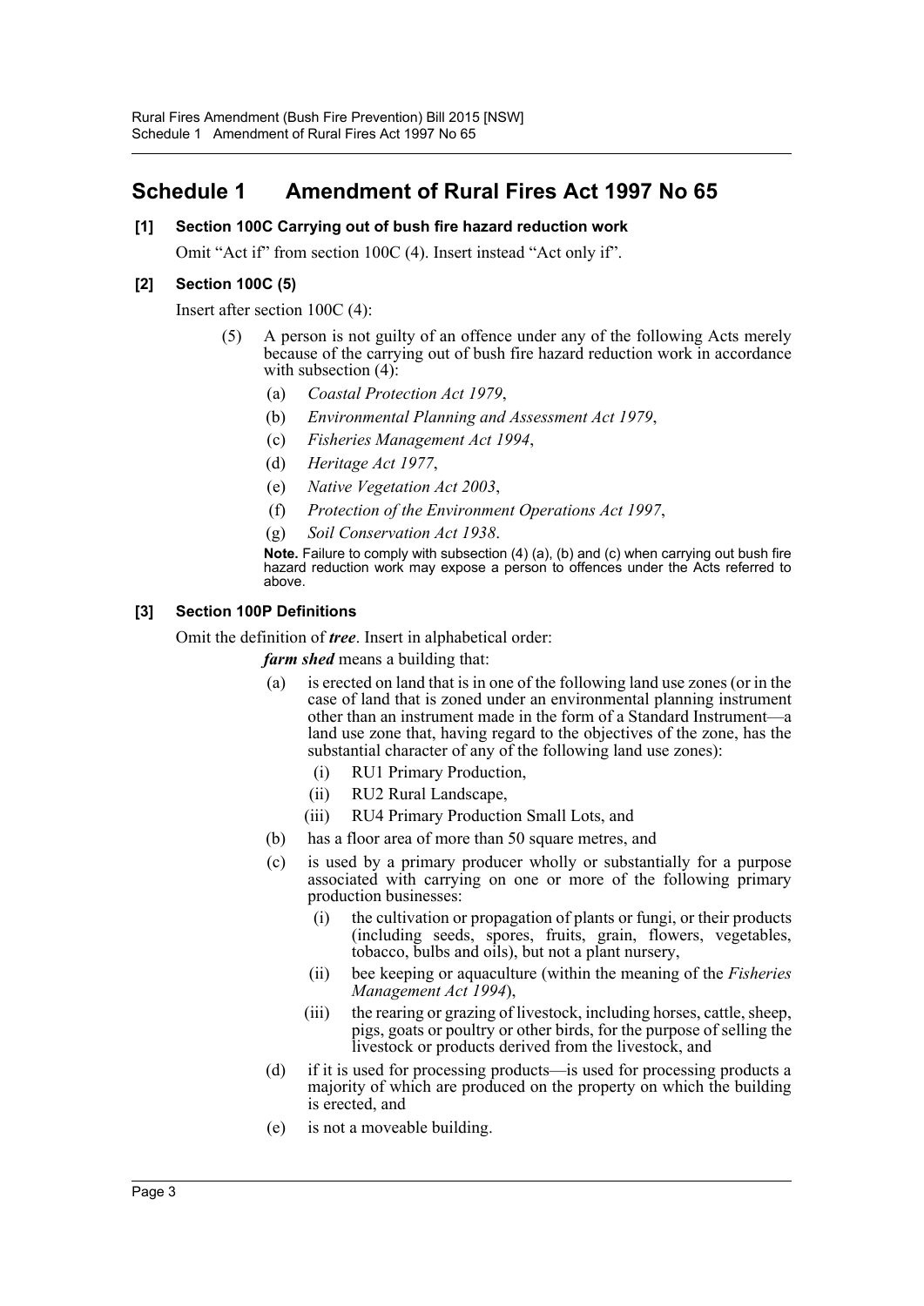# Schedule 1 Amendment of Rural Fires Act 1997 No 65

**[1] Section 100C Carrying out of bush fire hazard reduction work**

Omit "Act if" from section 100C (4). Insert instead "Act only if".

**[2] Section 100C (5)**

Insert after section 100C (4):

(5) A person is not guilty of an offence under any of the following Acts merely because of the carrying out of bush fire hazard reduction work in accordance with subsection (4):

(a) *Coastal Protection Act 1979*,

(b) *Environmental Planning and Assessment Act 1979*,

(c) *Fisheries Management Act 1994*,

(d) *Heritage Act 1977*,

(e) *Native Vegetation Act 2003*,

(f) *Protection of the Environment Operations Act 1997*,

(g) *Soil Conservation Act 1938*.

**Note.** Failure to comply with subsection (4) (a), (b) and (c) when carrying out bush fire hazard reduction work may expose a person to offences under the Acts referred to above.

**[3] Section 100P Definitions**

Omit the definition of ***tree***. Insert in alphabetical order:

***farm shed*** means a building that:

(a) is erected on land that is in one of the following land use zones (or in the case of land that is zoned under an environmental planning instrument other than an instrument made in the form of a Standard Instrument—a land use zone that, having regard to the objectives of the zone, has the substantial character of any of the following land use zones):

(i) RU1 Primary Production,

(ii) RU2 Rural Landscape,

(iii) RU4 Primary Production Small Lots, and

(b) has a floor area of more than 50 square metres, and

(c) is used by a primary producer wholly or substantially for a purpose associated with carrying on one or more of the following primary production businesses:

(i) the cultivation or propagation of plants or fungi, or their products (including seeds, spores, fruits, grain, flowers, vegetables, tobacco, bulbs and oils), but not a plant nursery,

(ii) bee keeping or aquaculture (within the meaning of the *Fisheries Management Act 1994*),

(iii) the rearing or grazing of livestock, including horses, cattle, sheep, pigs, goats or poultry or other birds, for the purpose of selling the livestock or products derived from the livestock, and

(d) if it is used for processing products—is used for processing products a majority of which are produced on the property on which the building is erected, and

(e) is not a moveable building.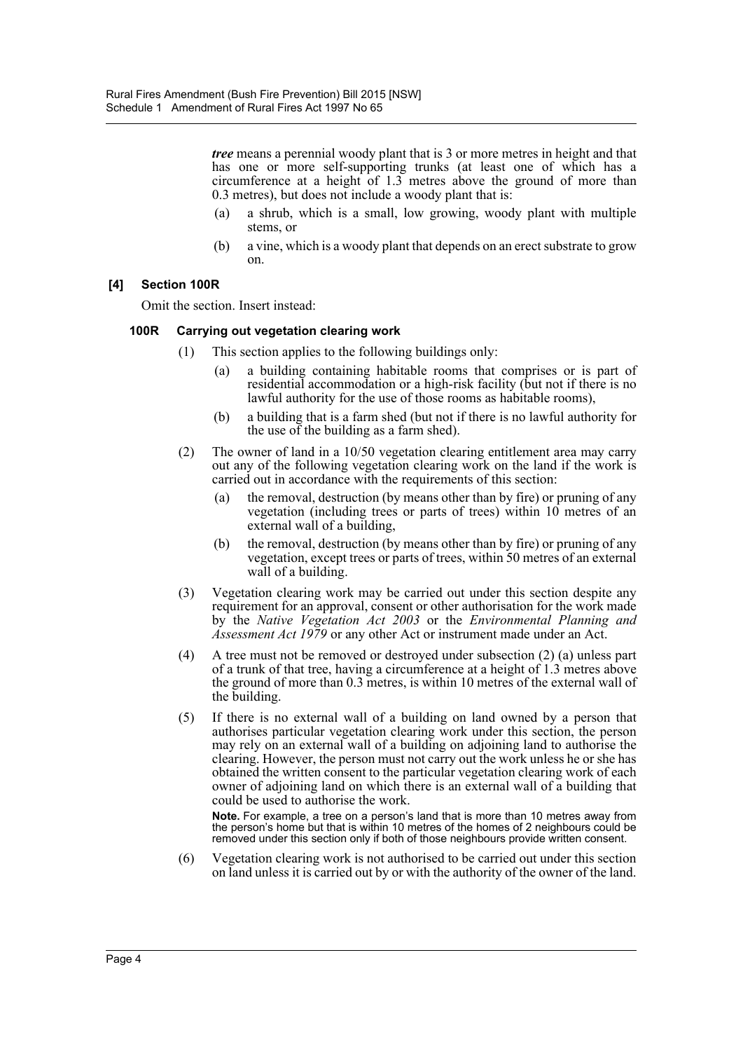***tree*** means a perennial woody plant that is 3 or more metres in height and that has one or more self-supporting trunks (at least one of which has a circumference at a height of 1.3 metres above the ground of more than 0.3 metres), but does not include a woody plant that is:

(a) a shrub, which is a small, low growing, woody plant with multiple stems, or

(b) a vine, which is a woody plant that depends on an erect substrate to grow on.

**[4] Section 100R**

Omit the section. Insert instead:

**100R Carrying out vegetation clearing work**

(1) This section applies to the following buildings only:

(a) a building containing habitable rooms that comprises or is part of residential accommodation or a high-risk facility (but not if there is no lawful authority for the use of those rooms as habitable rooms),

(b) a building that is a farm shed (but not if there is no lawful authority for the use of the building as a farm shed).

(2) The owner of land in a 10/50 vegetation clearing entitlement area may carry out any of the following vegetation clearing work on the land if the work is carried out in accordance with the requirements of this section:

(a) the removal, destruction (by means other than by fire) or pruning of any vegetation (including trees or parts of trees) within 10 metres of an external wall of a building,

(b) the removal, destruction (by means other than by fire) or pruning of any vegetation, except trees or parts of trees, within 50 metres of an external wall of a building.

(3) Vegetation clearing work may be carried out under this section despite any requirement for an approval, consent or other authorisation for the work made by the *Native Vegetation Act 2003* or the *Environmental Planning and Assessment Act 1979* or any other Act or instrument made under an Act.

(4) A tree must not be removed or destroyed under subsection (2) (a) unless part of a trunk of that tree, having a circumference at a height of 1.3 metres above the ground of more than 0.3 metres, is within 10 metres of the external wall of the building.

(5) If there is no external wall of a building on land owned by a person that authorises particular vegetation clearing work under this section, the person may rely on an external wall of a building on adjoining land to authorise the clearing. However, the person must not carry out the work unless he or she has obtained the written consent to the particular vegetation clearing work of each owner of adjoining land on which there is an external wall of a building that could be used to authorise the work.

**Note.** For example, a tree on a person's land that is more than 10 metres away from the person's home but that is within 10 metres of the homes of 2 neighbours could be removed under this section only if both of those neighbours provide written consent.

(6) Vegetation clearing work is not authorised to be carried out under this section on land unless it is carried out by or with the authority of the owner of the land.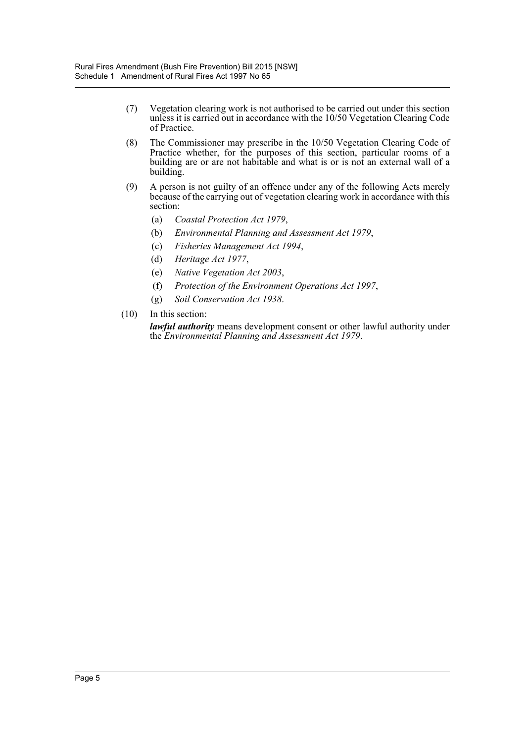(7) Vegetation clearing work is not authorised to be carried out under this section unless it is carried out in accordance with the 10/50 Vegetation Clearing Code of Practice.

(8) The Commissioner may prescribe in the 10/50 Vegetation Clearing Code of Practice whether, for the purposes of this section, particular rooms of a building are or are not habitable and what is or is not an external wall of a building.

(9) A person is not guilty of an offence under any of the following Acts merely because of the carrying out of vegetation clearing work in accordance with this section:

- (a) *Coastal Protection Act 1979*,
- (b) *Environmental Planning and Assessment Act 1979*,
- (c) *Fisheries Management Act 1994*,
- (d) *Heritage Act 1977*,
- (e) *Native Vegetation Act 2003*,
- (f) *Protection of the Environment Operations Act 1997*,
- (g) *Soil Conservation Act 1938*.

(10) In this section:

***lawful authority*** means development consent or other lawful authority under the *Environmental Planning and Assessment Act 1979*.